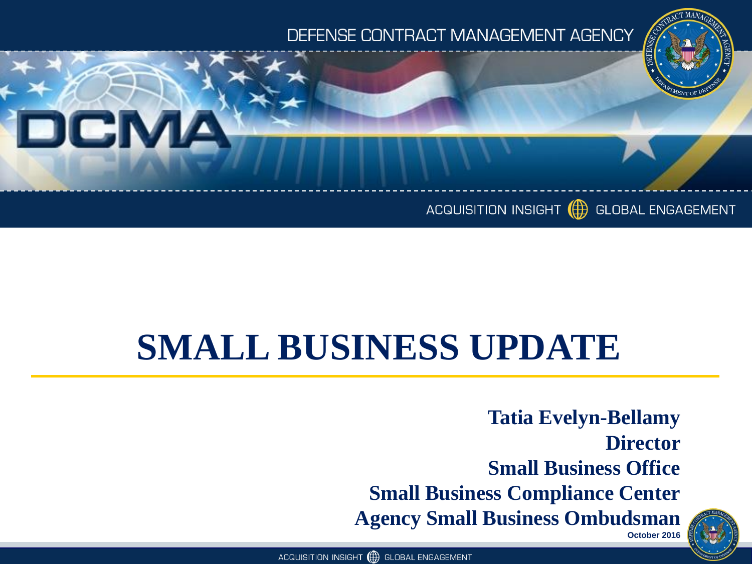DEFENSE CONTRACT MANAGEMENT AGENCY

DCMA

ACQUISITION INSIGHT GLOBAL ENGAGEMENT

# SMALL BUSINESS UPDATE

**Tatia Evelyn-Bellamy**
**Director**
**Small Business Office**
**Small Business Compliance Center**
**Agency Small Business Ombudsman**
**October 2016**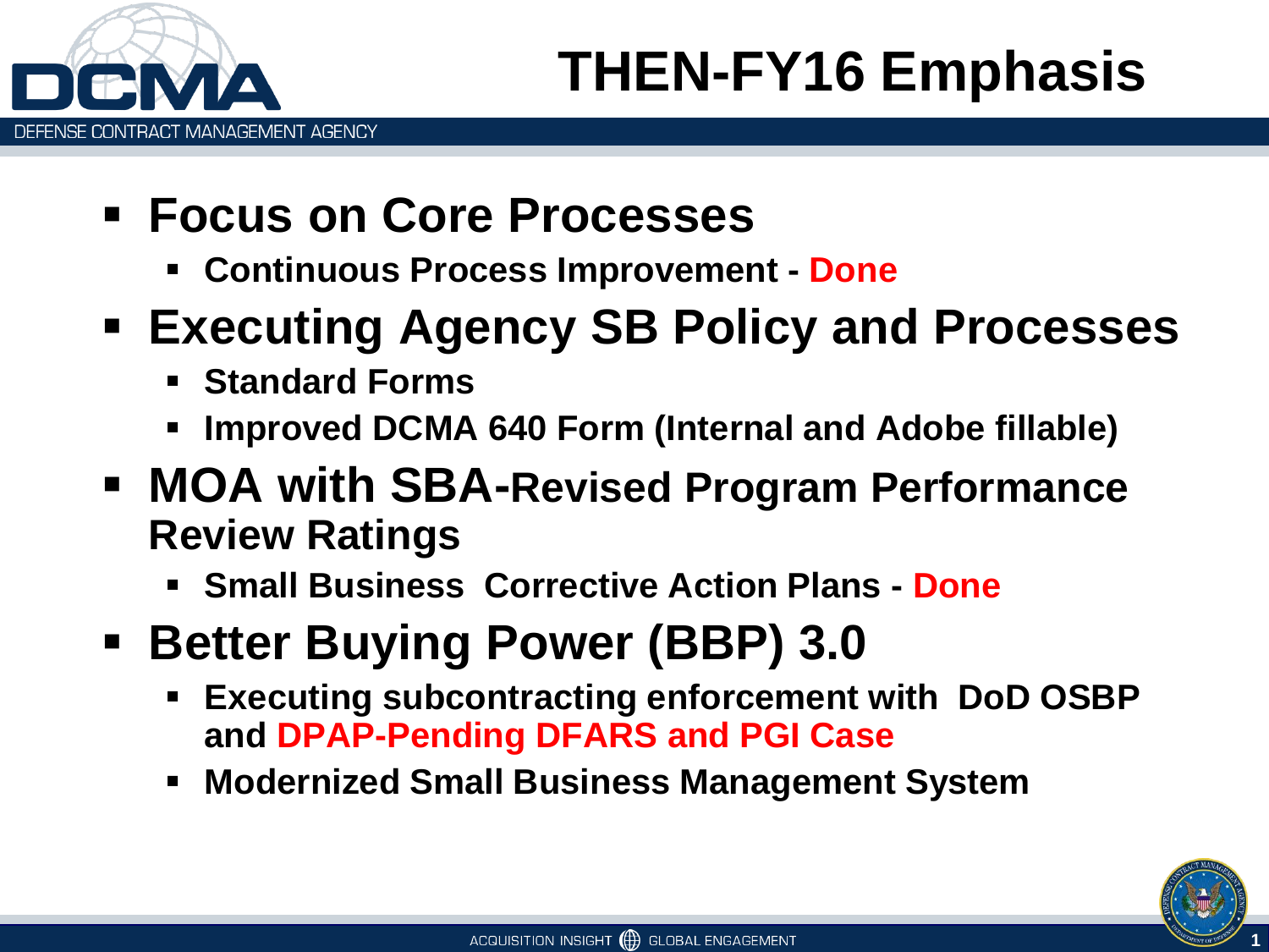# THEN-FY16 Emphasis

- **Focus on Core Processes**
  - **Continuous Process Improvement - Done**
- **Executing Agency SB Policy and Processes**
  - **Standard Forms**
  - **Improved DCMA 640 Form (Internal and Adobe fillable)**
- **MOA with SBA-Revised Program Performance Review Ratings**
  - **Small Business Corrective Action Plans - Done**
- **Better Buying Power (BBP) 3.0**
  - **Executing subcontracting enforcement with DoD OSBP and DPAP-Pending DFARS and PGI Case**
  - **Modernized Small Business Management System**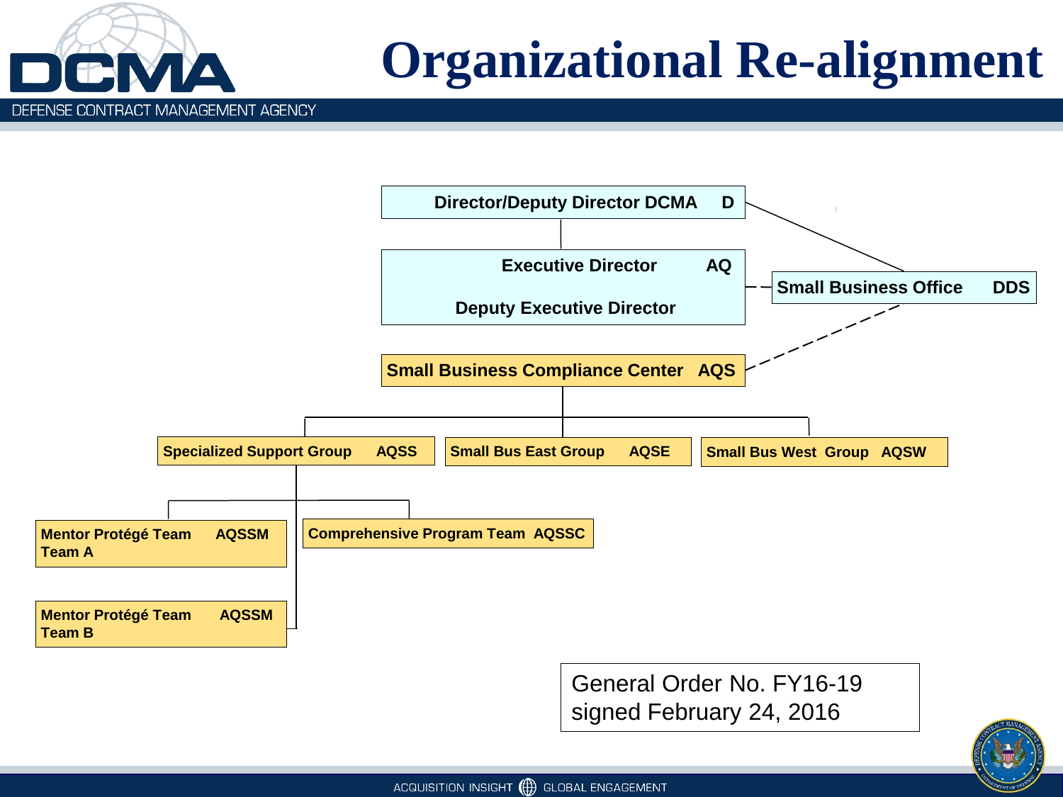# Organizational Re-alignment

- **Director/Deputy Director DCMA** D
  - **Executive Director** AQ / **Deputy Executive Director**
    - **Small Business Compliance Center** AQS
      - **Specialized Support Group** AQSS
        - **Mentor Protégé Team A** AQSSM
        - **Mentor Protégé Team B** AQSSM
        - **Comprehensive Program Team** AQSSC
      - **Small Bus East Group** AQSE
      - **Small Bus West Group** AQSW
  - **Small Business Office** DDS

General Order No. FY16-19 signed February 24, 2016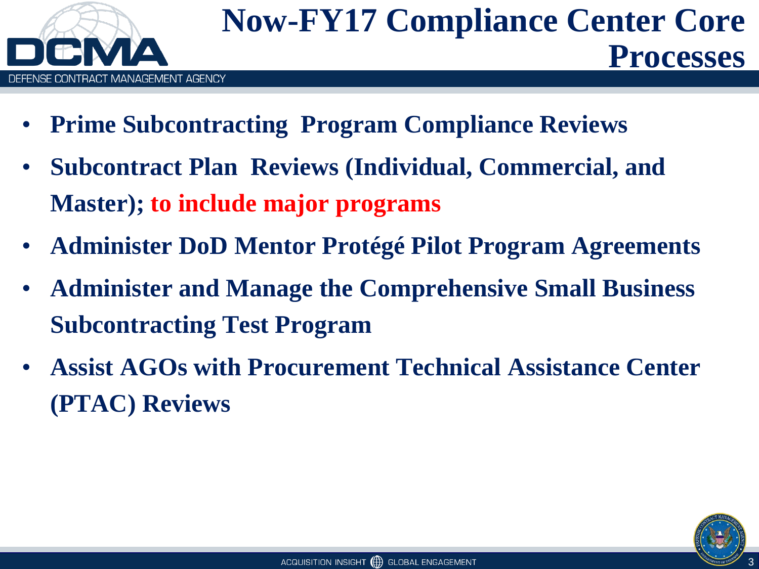# Now-FY17 Compliance Center Core Processes

- **Prime Subcontracting Program Compliance Reviews**
- **Subcontract Plan Reviews (Individual, Commercial, and Master); to include major programs**
- **Administer DoD Mentor Protégé Pilot Program Agreements**
- **Administer and Manage the Comprehensive Small Business Subcontracting Test Program**
- **Assist AGOs with Procurement Technical Assistance Center (PTAC) Reviews**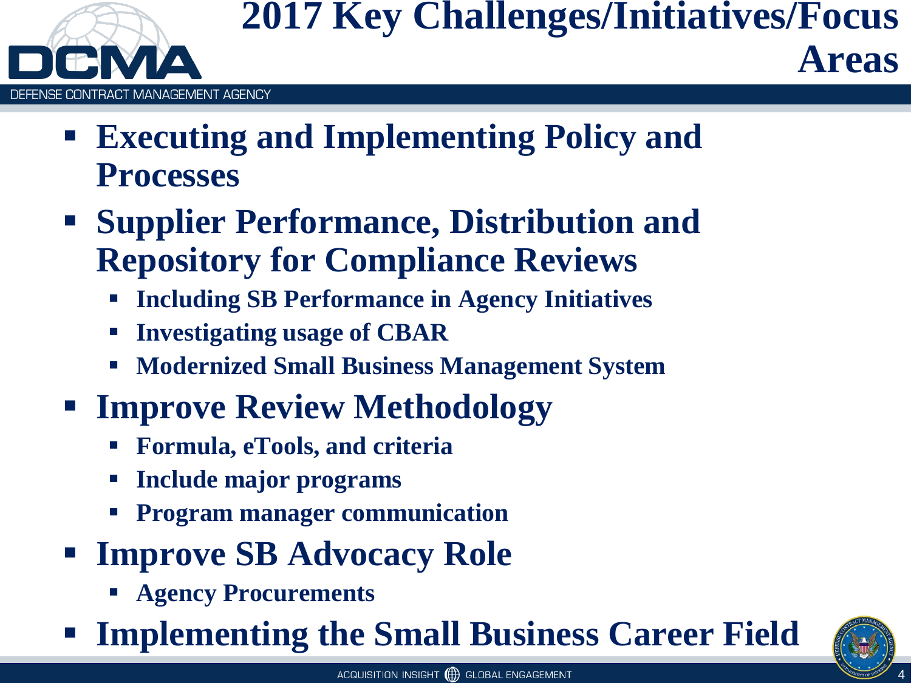# 2017 Key Challenges/Initiatives/Focus Areas

- **Executing and Implementing Policy and Processes**
- **Supplier Performance, Distribution and Repository for Compliance Reviews**
  - **Including SB Performance in Agency Initiatives**
  - **Investigating usage of CBAR**
  - **Modernized Small Business Management System**
- **Improve Review Methodology**
  - **Formula, eTools, and criteria**
  - **Include major programs**
  - **Program manager communication**
- **Improve SB Advocacy Role**
  - **Agency Procurements**
- **Implementing the Small Business Career Field**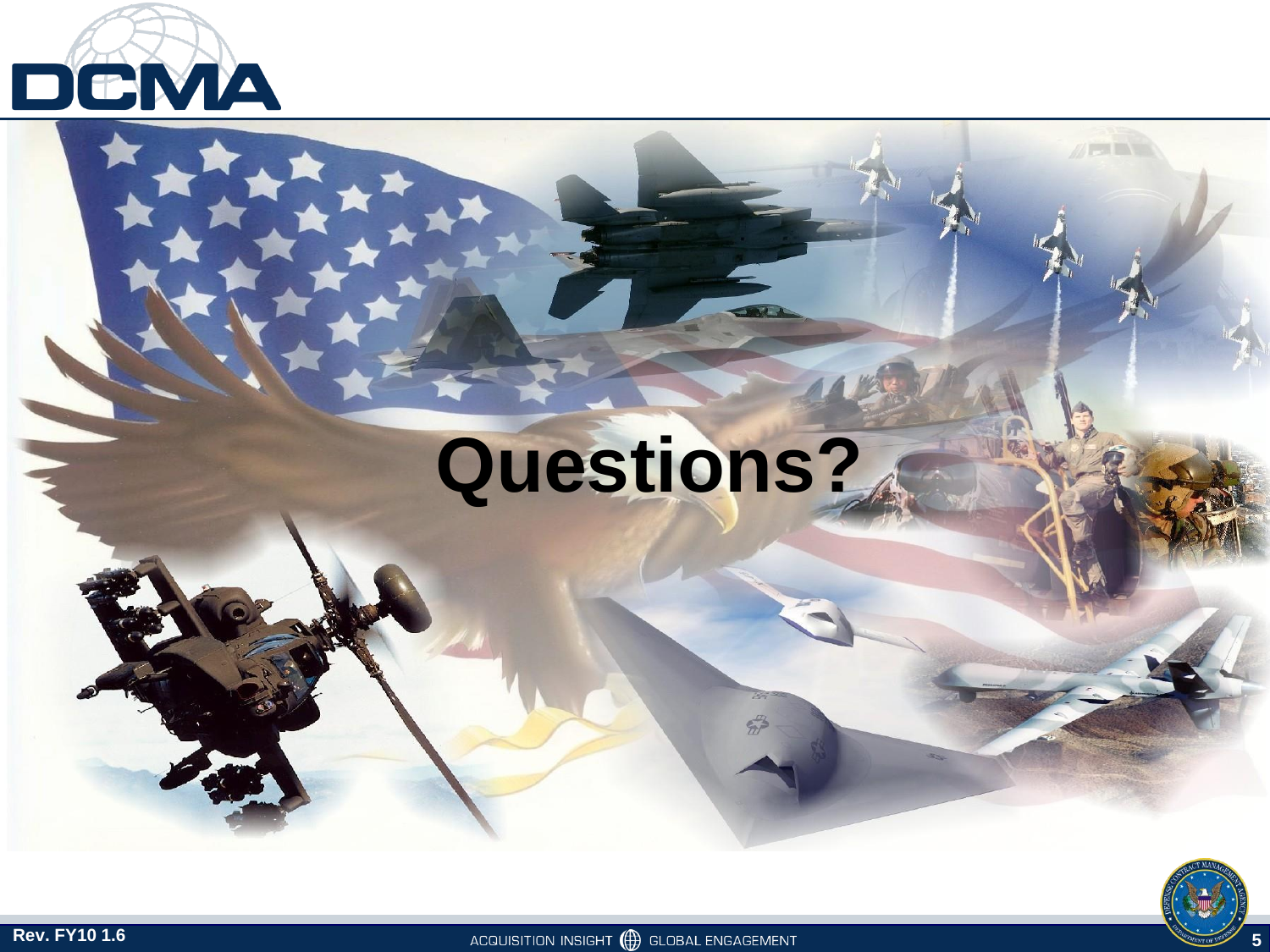# Questions?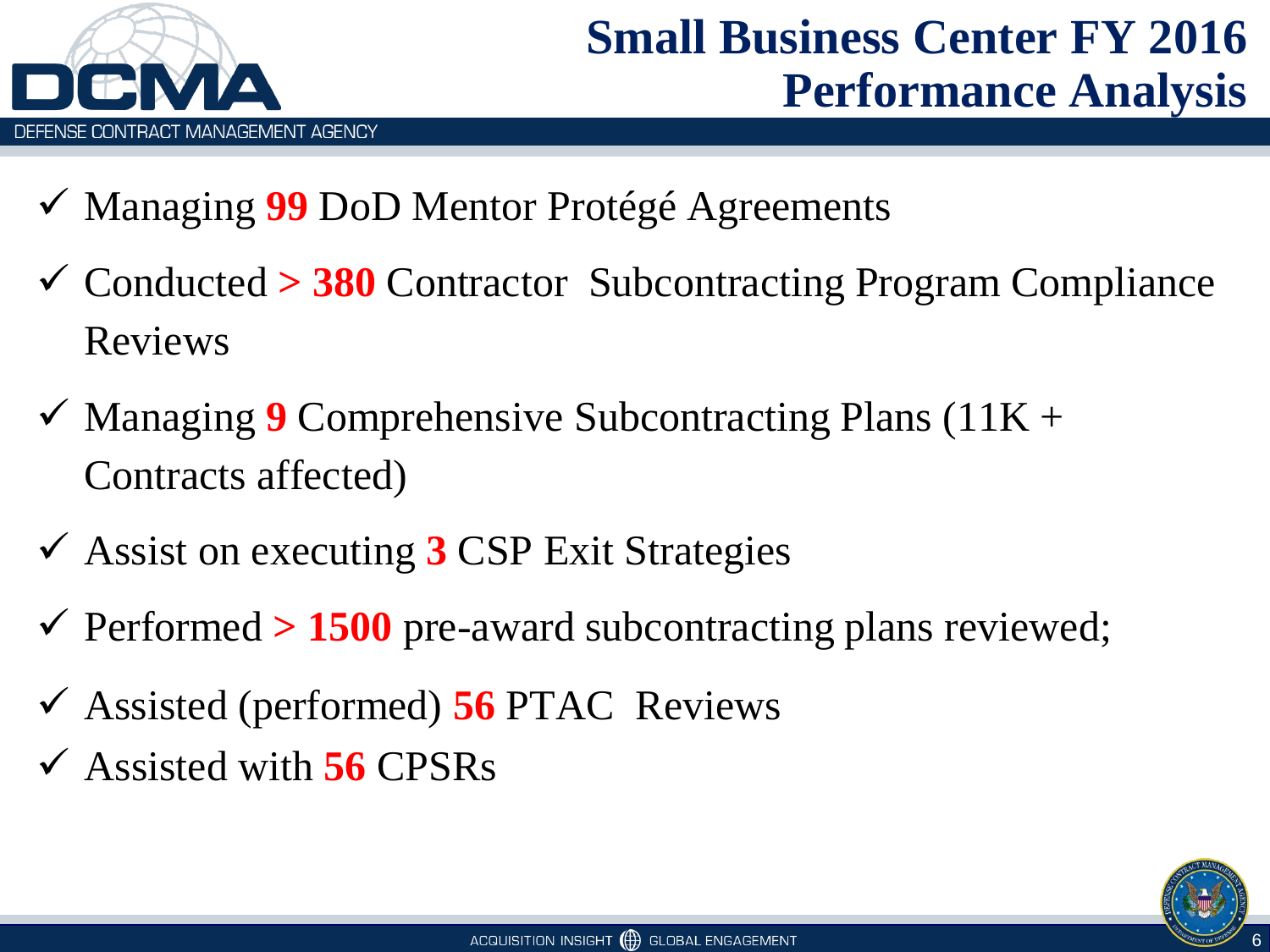# Small Business Center FY 2016 Performance Analysis

- ✓ Managing **99** DoD Mentor Protégé Agreements
- ✓ Conducted **> 380** Contractor Subcontracting Program Compliance Reviews
- ✓ Managing **9** Comprehensive Subcontracting Plans (11K + Contracts affected)
- ✓ Assist on executing **3** CSP Exit Strategies
- ✓ Performed **> 1500** pre-award subcontracting plans reviewed;
- ✓ Assisted (performed) **56** PTAC Reviews
- ✓ Assisted with **56** CPSRs